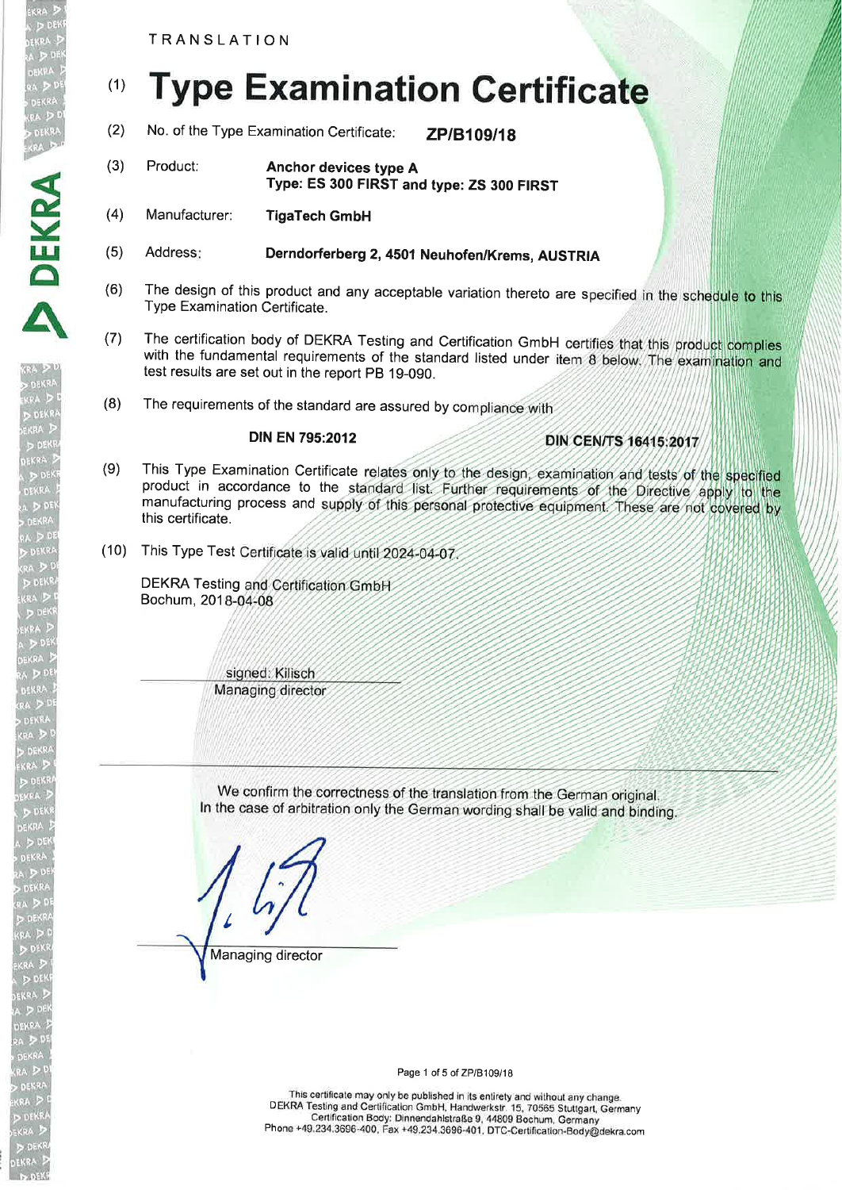TRANSLATION

# (1) Type Examination Certificate

(2) No. of the Type Examination Certificate: **ZP/B109/18**

(3) Product: **Anchor devices type A**
**Type: ES 300 FIRST and type: ZS 300 FIRST**

(4) Manufacturer: **TigaTech GmbH**

(5) Address: **Derndorferberg 2, 4501 Neuhofen/Krems, AUSTRIA**

(6) The design of this product and any acceptable variation thereto are specified in the schedule to this Type Examination Certificate.

(7) The certification body of DEKRA Testing and Certification GmbH certifies that this product complies with the fundamental requirements of the standard listed under item 8 below. The examination and test results are set out in the report PB 19-090.

(8) The requirements of the standard are assured by compliance with

**DIN EN 795:2012** **DIN CEN/TS 16415:2017**

(9) This Type Examination Certificate relates only to the design, examination and tests of the specified product in accordance to the standard list. Further requirements of the Directive apply to the manufacturing process and supply of this personal protective equipment. These are not covered by this certificate.

(10) This Type Test Certificate is valid until 2024-04-07.

DEKRA Testing and Certification GmbH
Bochum, 2018-04-08

signed: Kilisch
Managing director

---

We confirm the correctness of the translation from the German original.
In the case of arbitration only the German wording shall be valid and binding.

Managing director

This certificate may only be published in its entirety and without any change.
DEKRA Testing and Certification GmbH, Handwerkstr. 15, 70565 Stuttgart, Germany
Certification Body: Dinnendahlstraße 9, 44809 Bochum, Germany
Phone +49.234.3696-400, Fax +49.234.3696-401, DTC-Certification-Body@dekra.com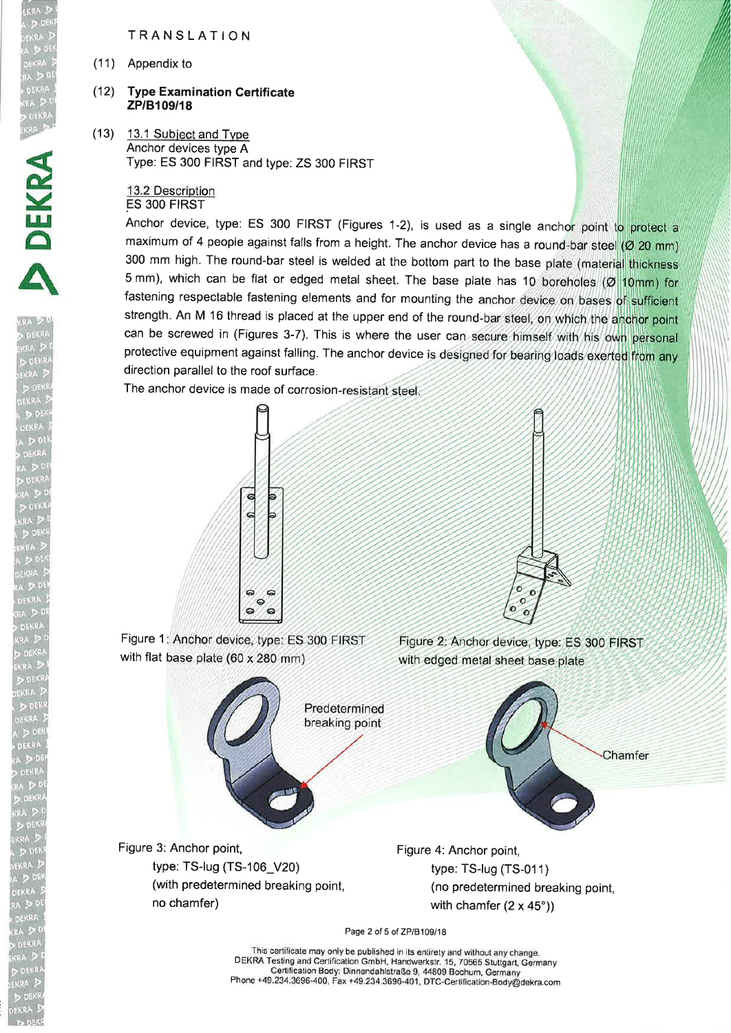TRANSLATION

(11) Appendix to

(12) **Type Examination Certificate ZP/B109/18**

(13) 13.1 Subject and Type
Anchor devices type A
Type: ES 300 FIRST and type: ZS 300 FIRST

13.2 Description
ES 300 FIRST

Anchor device, type: ES 300 FIRST (Figures 1-2), is used as a single anchor point to protect a maximum of 4 people against falls from a height. The anchor device has a round-bar steel (Ø 20 mm) 300 mm high. The round-bar steel is welded at the bottom part to the base plate (material thickness 5 mm), which can be flat or edged metal sheet. The base plate has 10 boreholes (Ø 10mm) for fastening respectable fastening elements and for mounting the anchor device on bases of sufficient strength. An M 16 thread is placed at the upper end of the round-bar steel, on which the anchor point can be screwed in (Figures 3-7). This is where the user can secure himself with his own personal protective equipment against falling. The anchor device is designed for bearing loads exerted from any direction parallel to the roof surface.

The anchor device is made of corrosion-resistant steel.

Figure 1: Anchor device, type: ES 300 FIRST with flat base plate (60 x 280 mm)

Figure 2: Anchor device, type: ES 300 FIRST with edged metal sheet base plate

Predetermined breaking point

Chamfer

Figure 3: Anchor point, type: TS-lug (TS-106_V20) (with predetermined breaking point, no chamfer)

Figure 4: Anchor point, type: TS-lug (TS-011) (no predetermined breaking point, with chamfer (2 x 45°))

This certificate may only be published in its entirety and without any change.
DEKRA Testing and Certification GmbH, Handwerkstr. 15, 70565 Stuttgart, Germany
Certification Body: Dinnendahlstraße 9, 44809 Bochum, Germany
Phone +49.234.3696-400, Fax +49.234.3696-401, DTC-Certification-Body@dekra.com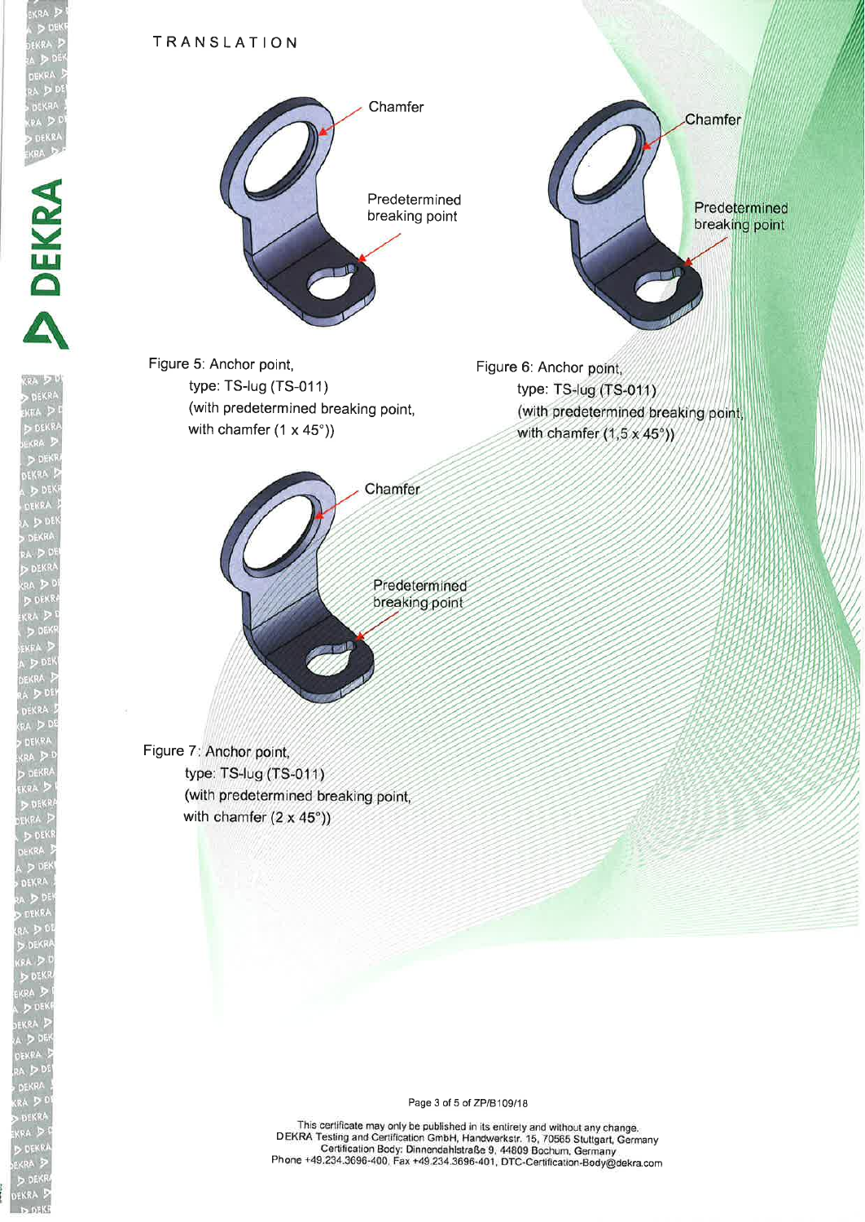TRANSLATION

Chamfer

Predetermined breaking point

Figure 5: Anchor point,
type: TS-lug (TS-011)
(with predetermined breaking point,
with chamfer (1 x 45°))

Chamfer

Predetermined breaking point

Figure 6: Anchor point,
type: TS-lug (TS-011)
(with predetermined breaking point,
with chamfer (1,5 x 45°))

Chamfer

Predetermined breaking point

Figure 7: Anchor point,
type: TS-lug (TS-011)
(with predetermined breaking point,
with chamfer (2 x 45°))

This certificate may only be published in its entirely and without any change.
DEKRA Testing and Certification GmbH, Handwerkstr. 15, 70565 Stuttgart, Germany
Certification Body: Dinnendahlstraße 9, 44809 Bochum, Germany
Phone +49.234.3696-400, Fax +49.234.3696-401, DTC-Certification-Body@dekra.com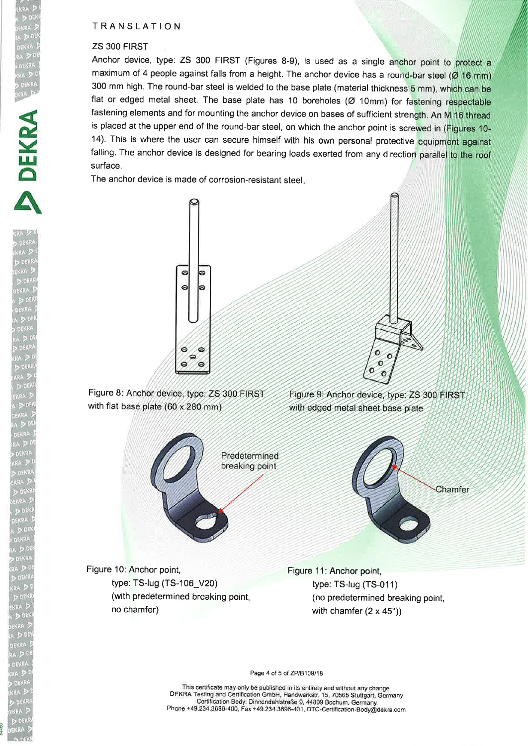TRANSLATION

## ZS 300 FIRST

Anchor device, type: ZS 300 FIRST (Figures 8-9), is used as a single anchor point to protect a maximum of 4 people against falls from a height. The anchor device has a round-bar steel (Ø 16 mm) 300 mm high. The round-bar steel is welded to the base plate (material thickness 5 mm), which can be flat or edged metal sheet. The base plate has 10 boreholes (Ø 10mm) for fastening respectable fastening elements and for mounting the anchor device on bases of sufficient strength. An M 16 thread is placed at the upper end of the round-bar steel, on which the anchor point is screwed in (Figures 10-14). This is where the user can secure himself with his own personal protective equipment against falling. The anchor device is designed for bearing loads exerted from any direction parallel to the roof surface.

The anchor device is made of corrosion-resistant steel.

Figure 8: Anchor device, type: ZS 300 FIRST with flat base plate (60 x 280 mm)

Figure 9: Anchor device, type: ZS 300 FIRST with edged metal sheet base plate

Predetermined breaking point

Chamfer

Figure 10: Anchor point,
type: TS-lug (TS-106_V20)
(with predetermined breaking point, no chamfer)

Figure 11: Anchor point,
type: TS-lug (TS-011)
(no predetermined breaking point, with chamfer (2 x 45°))

This certificate may only be published in its entirety and without any change.
DEKRA Testing and Certification GmbH, Handwerkstr. 15, 70565 Stuttgart, Germany
Certification Body: Dinnendahlstraße 9, 44809 Bochum, Germany
Phone +49.234.3696-400, Fax +49.234.3696-401, DTC-Certification-Body@dekra.com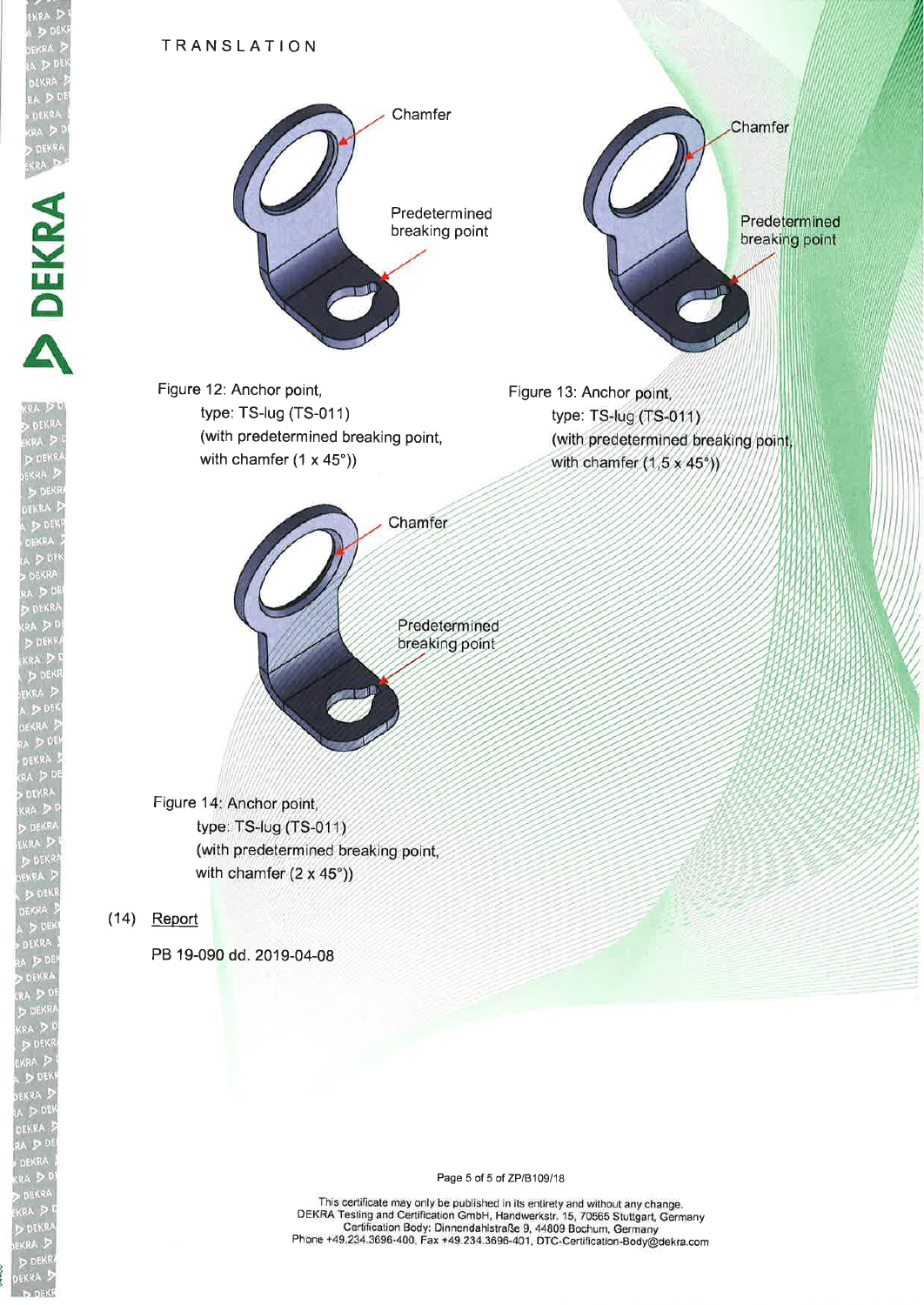TRANSLATION

Chamfer

Predetermined breaking point

Figure 12: Anchor point,
type: TS-lug (TS-011)
(with predetermined breaking point,
with chamfer (1 x 45°))

Chamfer

Predetermined breaking point

Figure 13: Anchor point,
type: TS-lug (TS-011)
(with predetermined breaking point,
with chamfer (1,5 x 45°))

Chamfer

Predetermined breaking point

Figure 14: Anchor point,
type: TS-lug (TS-011)
(with predetermined breaking point,
with chamfer (2 x 45°))

(14) Report

PB 19-090 dd. 2019-04-08

This certificate may only be published in its entirety and without any change.
DEKRA Testing and Certification GmbH, Handwerkstr. 15, 70565 Stuttgart, Germany
Certification Body: Dinnendahlstraße 9, 44809 Bochum, Germany
Phone +49.234.3696-400, Fax +49.234.3696-401, DTC-Certification-Body@dekra.com